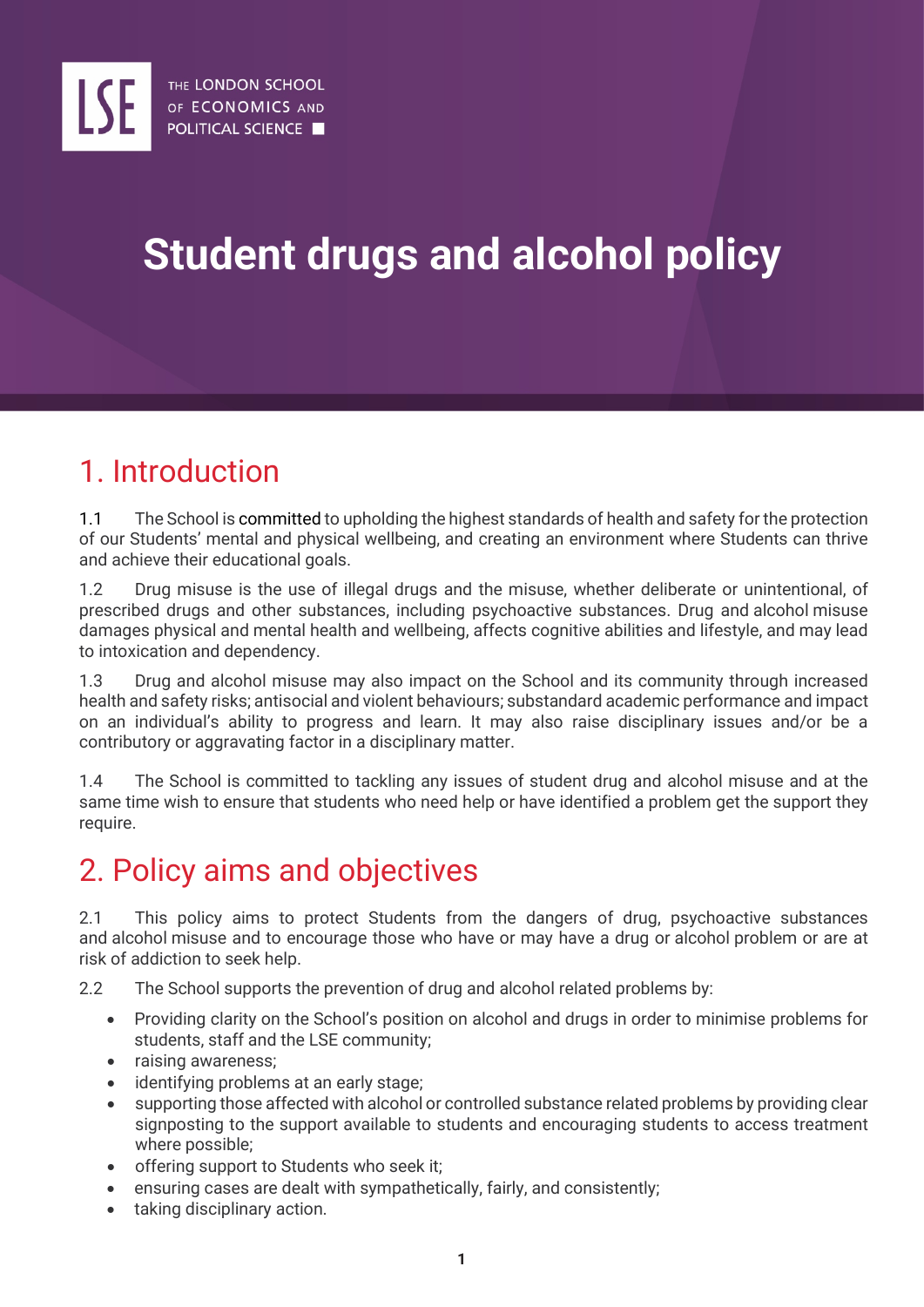THE LONDON SCHOOL OF ECONOMICS AND POLITICAL SCIENCE

# Student drugs and alcohol policy

## 1. Introduction

1.1 The School is committed to upholding the highest standards of health and safety for the protection of our Students' mental and physical wellbeing, and creating an environment where Students can thrive and achieve their educational goals.

1.2 Drug misuse is the use of illegal drugs and the misuse, whether deliberate or unintentional, of prescribed drugs and other substances, including psychoactive substances. Drug and alcohol misuse damages physical and mental health and wellbeing, affects cognitive abilities and lifestyle, and may lead to intoxication and dependency.

1.3 Drug and alcohol misuse may also impact on the School and its community through increased health and safety risks; antisocial and violent behaviours; substandard academic performance and impact on an individual's ability to progress and learn. It may also raise disciplinary issues and/or be a contributory or aggravating factor in a disciplinary matter.

1.4 The School is committed to tackling any issues of student drug and alcohol misuse and at the same time wish to ensure that students who need help or have identified a problem get the support they require.

## 2. Policy aims and objectives

2.1 This policy aims to protect Students from the dangers of drug, psychoactive substances and alcohol misuse and to encourage those who have or may have a drug or alcohol problem or are at risk of addiction to seek help.

2.2 The School supports the prevention of drug and alcohol related problems by:

- Providing clarity on the School's position on alcohol and drugs in order to minimise problems for students, staff and the LSE community;
- raising awareness;
- identifying problems at an early stage;
- supporting those affected with alcohol or controlled substance related problems by providing clear signposting to the support available to students and encouraging students to access treatment where possible;
- offering support to Students who seek it;
- ensuring cases are dealt with sympathetically, fairly, and consistently;
- taking disciplinary action.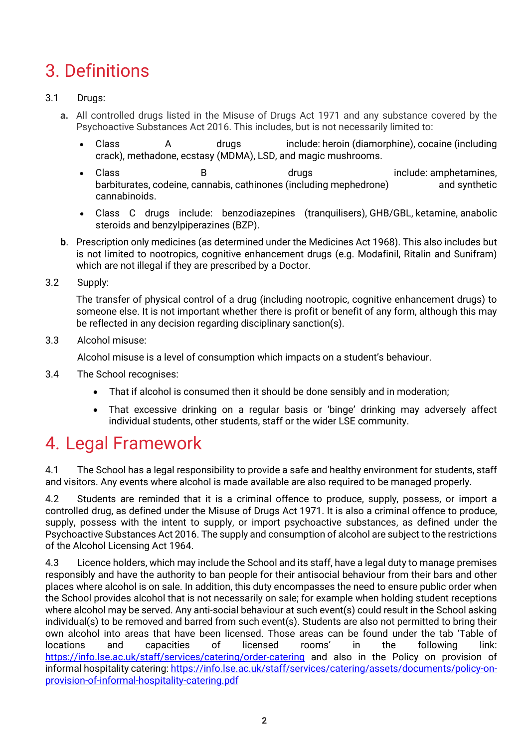# 3. Definitions

3.1 Drugs:

**a.** All controlled drugs listed in the Misuse of Drugs Act 1971 and any substance covered by the Psychoactive Substances Act 2016. This includes, but is not necessarily limited to:

- Class A drugs include: heroin (diamorphine), cocaine (including crack), methadone, ecstasy (MDMA), LSD, and magic mushrooms.
- Class B drugs include: amphetamines, barbiturates, codeine, cannabis, cathinones (including mephedrone) and synthetic cannabinoids.
- Class C drugs include: benzodiazepines (tranquilisers), GHB/GBL, ketamine, anabolic steroids and benzylpiperazines (BZP).

**b**. Prescription only medicines (as determined under the Medicines Act 1968). This also includes but is not limited to nootropics, cognitive enhancement drugs (e.g. Modafinil, Ritalin and Sunifram) which are not illegal if they are prescribed by a Doctor.

3.2 Supply:

The transfer of physical control of a drug (including nootropic, cognitive enhancement drugs) to someone else. It is not important whether there is profit or benefit of any form, although this may be reflected in any decision regarding disciplinary sanction(s).

3.3 Alcohol misuse:

Alcohol misuse is a level of consumption which impacts on a student's behaviour.

3.4 The School recognises:

- That if alcohol is consumed then it should be done sensibly and in moderation;
- That excessive drinking on a regular basis or 'binge' drinking may adversely affect individual students, other students, staff or the wider LSE community.

# 4. Legal Framework

4.1 The School has a legal responsibility to provide a safe and healthy environment for students, staff and visitors. Any events where alcohol is made available are also required to be managed properly.

4.2 Students are reminded that it is a criminal offence to produce, supply, possess, or import a controlled drug, as defined under the Misuse of Drugs Act 1971. It is also a criminal offence to produce, supply, possess with the intent to supply, or import psychoactive substances, as defined under the Psychoactive Substances Act 2016. The supply and consumption of alcohol are subject to the restrictions of the Alcohol Licensing Act 1964.

4.3 Licence holders, which may include the School and its staff, have a legal duty to manage premises responsibly and have the authority to ban people for their antisocial behaviour from their bars and other places where alcohol is on sale. In addition, this duty encompasses the need to ensure public order when the School provides alcohol that is not necessarily on sale; for example when holding student receptions where alcohol may be served. Any anti-social behaviour at such event(s) could result in the School asking individual(s) to be removed and barred from such event(s). Students are also not permitted to bring their own alcohol into areas that have been licensed. Those areas can be found under the tab 'Table of locations and capacities of licensed rooms' in the following link: https://info.lse.ac.uk/staff/services/catering/order-catering and also in the Policy on provision of informal hospitality catering: https://info.lse.ac.uk/staff/services/catering/assets/documents/policy-on-provision-of-informal-hospitality-catering.pdf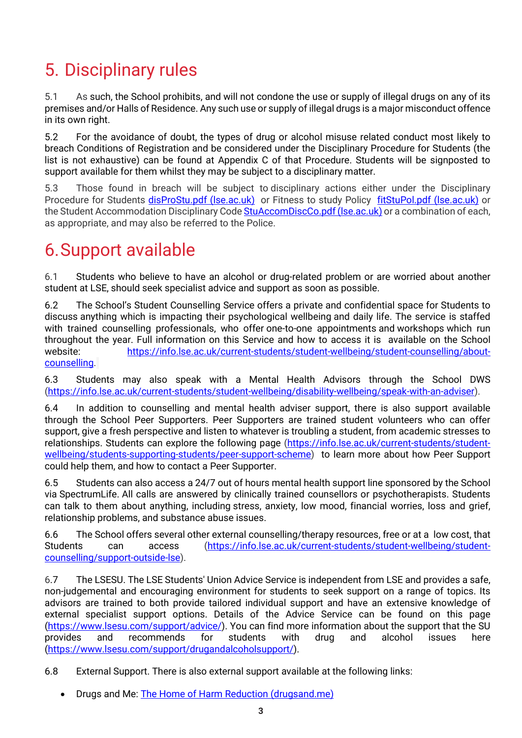# 5. Disciplinary rules

5.1 As such, the School prohibits, and will not condone the use or supply of illegal drugs on any of its premises and/or Halls of Residence. Any such use or supply of illegal drugs is a major misconduct offence in its own right.

5.2 For the avoidance of doubt, the types of drug or alcohol misuse related conduct most likely to breach Conditions of Registration and be considered under the Disciplinary Procedure for Students (the list is not exhaustive) can be found at Appendix C of that Procedure. Students will be signposted to support available for them whilst they may be subject to a disciplinary matter.

5.3 Those found in breach will be subject to disciplinary actions either under the Disciplinary Procedure for Students [disProStu.pdf (lse.ac.uk)](disProStu.pdf (lse.ac.uk)) or Fitness to study Policy [fitStuPol.pdf (lse.ac.uk)](fitStuPol.pdf (lse.ac.uk)) or the Student Accommodation Disciplinary Code [StuAccomDiscCo.pdf (lse.ac.uk)](StuAccomDiscCo.pdf (lse.ac.uk)) or a combination of each, as appropriate, and may also be referred to the Police.

# 6. Support available

6.1 Students who believe to have an alcohol or drug-related problem or are worried about another student at LSE, should seek specialist advice and support as soon as possible.

6.2 The School's Student Counselling Service offers a private and confidential space for Students to discuss anything which is impacting their psychological wellbeing and daily life. The service is staffed with trained counselling professionals, who offer one-to-one appointments and workshops which run throughout the year. Full information on this Service and how to access it is available on the School website: https://info.lse.ac.uk/current-students/student-wellbeing/student-counselling/about-counselling.

6.3 Students may also speak with a Mental Health Advisors through the School DWS (https://info.lse.ac.uk/current-students/student-wellbeing/disability-wellbeing/speak-with-an-adviser).

6.4 In addition to counselling and mental health adviser support, there is also support available through the School Peer Supporters. Peer Supporters are trained student volunteers who can offer support, give a fresh perspective and listen to whatever is troubling a student, from academic stresses to relationships. Students can explore the following page (https://info.lse.ac.uk/current-students/student-wellbeing/students-supporting-students/peer-support-scheme) to learn more about how Peer Support could help them, and how to contact a Peer Supporter.

6.5 Students can also access a 24/7 out of hours mental health support line sponsored by the School via SpectrumLife. All calls are answered by clinically trained counsellors or psychotherapists. Students can talk to them about anything, including stress, anxiety, low mood, financial worries, loss and grief, relationship problems, and substance abuse issues.

6.6 The School offers several other external counselling/therapy resources, free or at a low cost, that Students can access (https://info.lse.ac.uk/current-students/student-wellbeing/student-counselling/support-outside-lse).

6.7 The LSESU. The LSE Students' Union Advice Service is independent from LSE and provides a safe, non-judgemental and encouraging environment for students to seek support on a range of topics. Its advisors are trained to both provide tailored individual support and have an extensive knowledge of external specialist support options. Details of the Advice Service can be found on this page (https://www.lsesu.com/support/advice/). You can find more information about the support that the SU provides and recommends for students with drug and alcohol issues here (https://www.lsesu.com/support/drugandalcoholsupport/).

6.8 External Support. There is also external support available at the following links:

- Drugs and Me: The Home of Harm Reduction (drugsand.me)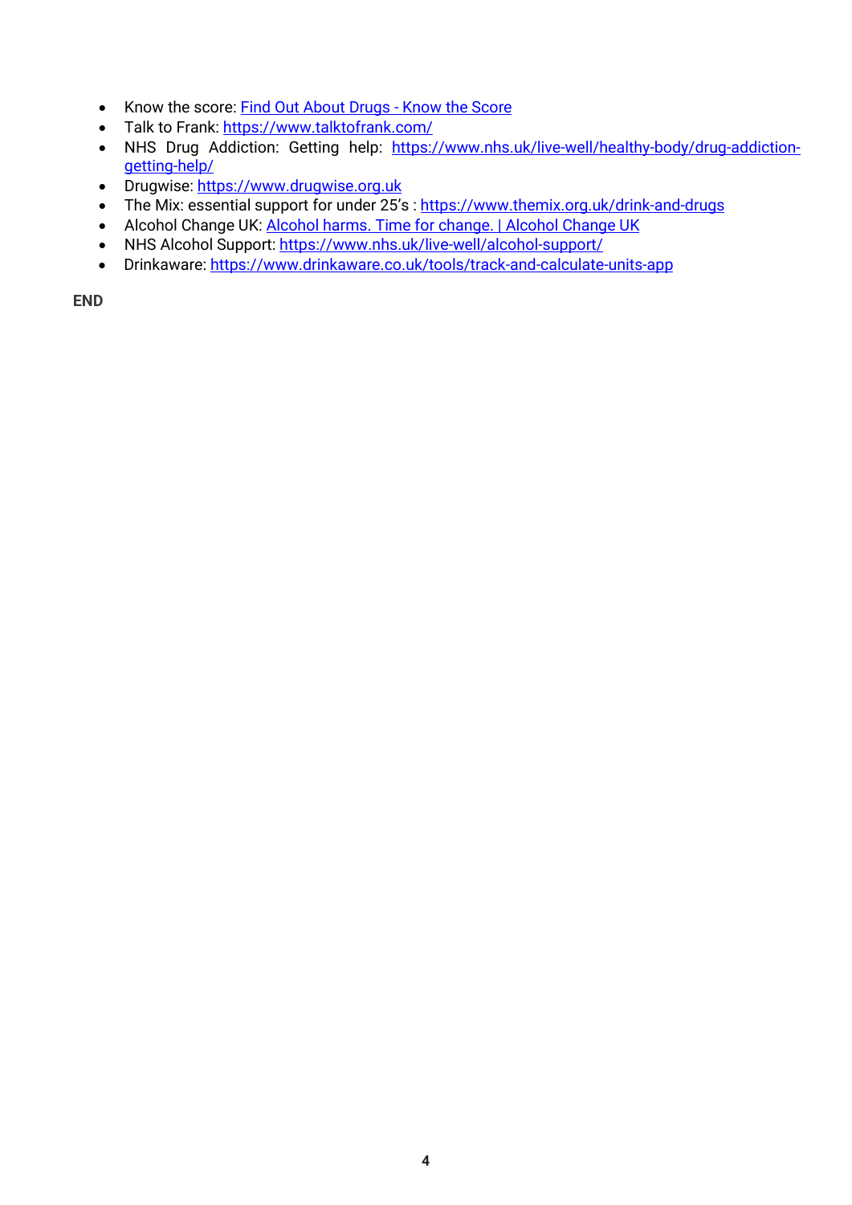- Know the score: [Find Out About Drugs - Know the Score]
- Talk to Frank: https://www.talktofrank.com/
- NHS Drug Addiction: Getting help: https://www.nhs.uk/live-well/healthy-body/drug-addiction-getting-help/
- Drugwise: https://www.drugwise.org.uk
- The Mix: essential support for under 25's : https://www.themix.org.uk/drink-and-drugs
- Alcohol Change UK: [Alcohol harms. Time for change. | Alcohol Change UK]
- NHS Alcohol Support: https://www.nhs.uk/live-well/alcohol-support/
- Drinkaware: https://www.drinkaware.co.uk/tools/track-and-calculate-units-app

**END**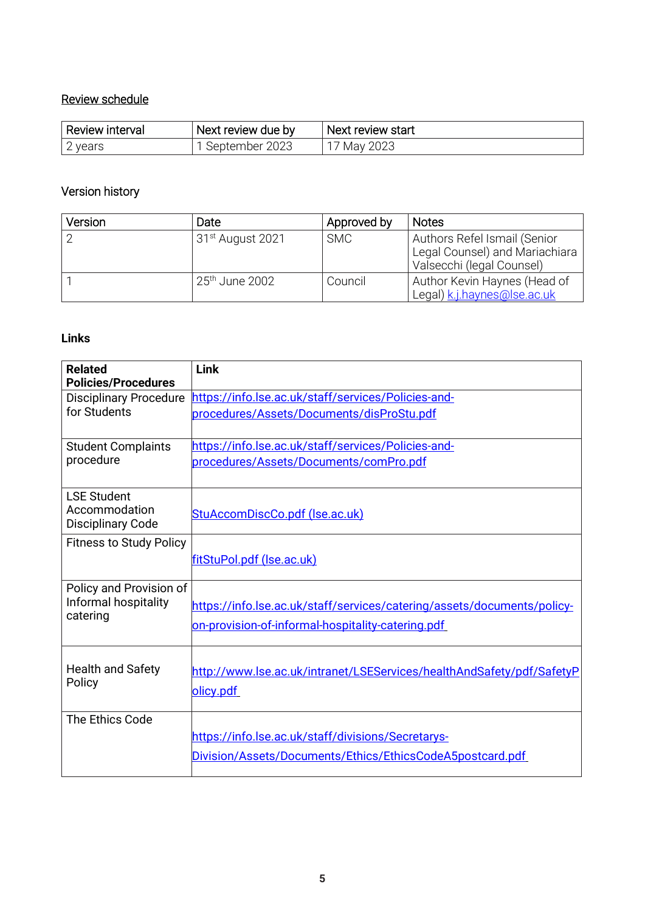Review schedule

| Review interval | Next review due by | Next review start |
| --- | --- | --- |
| 2 years | 1 September 2023 | 17 May 2023 |

Version history

| Version | Date | Approved by | Notes |
| --- | --- | --- | --- |
| 2 | 31st August 2021 | SMC | Authors Refel Ismail (Senior Legal Counsel) and Mariachiara Valsecchi (legal Counsel) |
| 1 | 25th June 2002 | Council | Author Kevin Haynes (Head of Legal) k.j.haynes@lse.ac.uk |

**Links**

| **Related Policies/Procedures** | **Link** |
| --- | --- |
| Disciplinary Procedure for Students | https://info.lse.ac.uk/staff/services/Policies-and-procedures/Assets/Documents/disProStu.pdf |
| Student Complaints procedure | https://info.lse.ac.uk/staff/services/Policies-and-procedures/Assets/Documents/comPro.pdf |
| LSE Student Accommodation Disciplinary Code | StuAccomDiscCo.pdf (lse.ac.uk) |
| Fitness to Study Policy | fitStuPol.pdf (lse.ac.uk) |
| Policy and Provision of Informal hospitality catering | https://info.lse.ac.uk/staff/services/catering/assets/documents/policy-on-provision-of-informal-hospitality-catering.pdf |
| Health and Safety Policy | http://www.lse.ac.uk/intranet/LSEServices/healthAndSafety/pdf/SafetyPolicy.pdf |
| The Ethics Code | https://info.lse.ac.uk/staff/divisions/Secretarys-Division/Assets/Documents/Ethics/EthicsCodeA5postcard.pdf |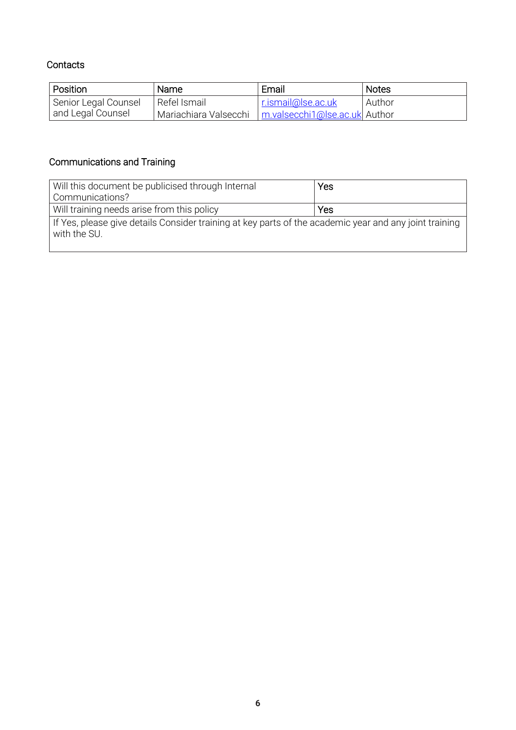### Contacts

| Position | Name | Email | Notes |
|---|---|---|---|
| Senior Legal Counsel and Legal Counsel | Refel Ismail<br>Mariachiara Valsecchi | r.ismail@lse.ac.uk<br>m.valsecchi1@lse.ac.uk | Author<br>Author |

### Communications and Training

| | |
|---|---|
| Will this document be publicised through Internal Communications? | Yes |
| Will training needs arise from this policy | Yes |
| If Yes, please give details Consider training at key parts of the academic year and any joint training with the SU. | |